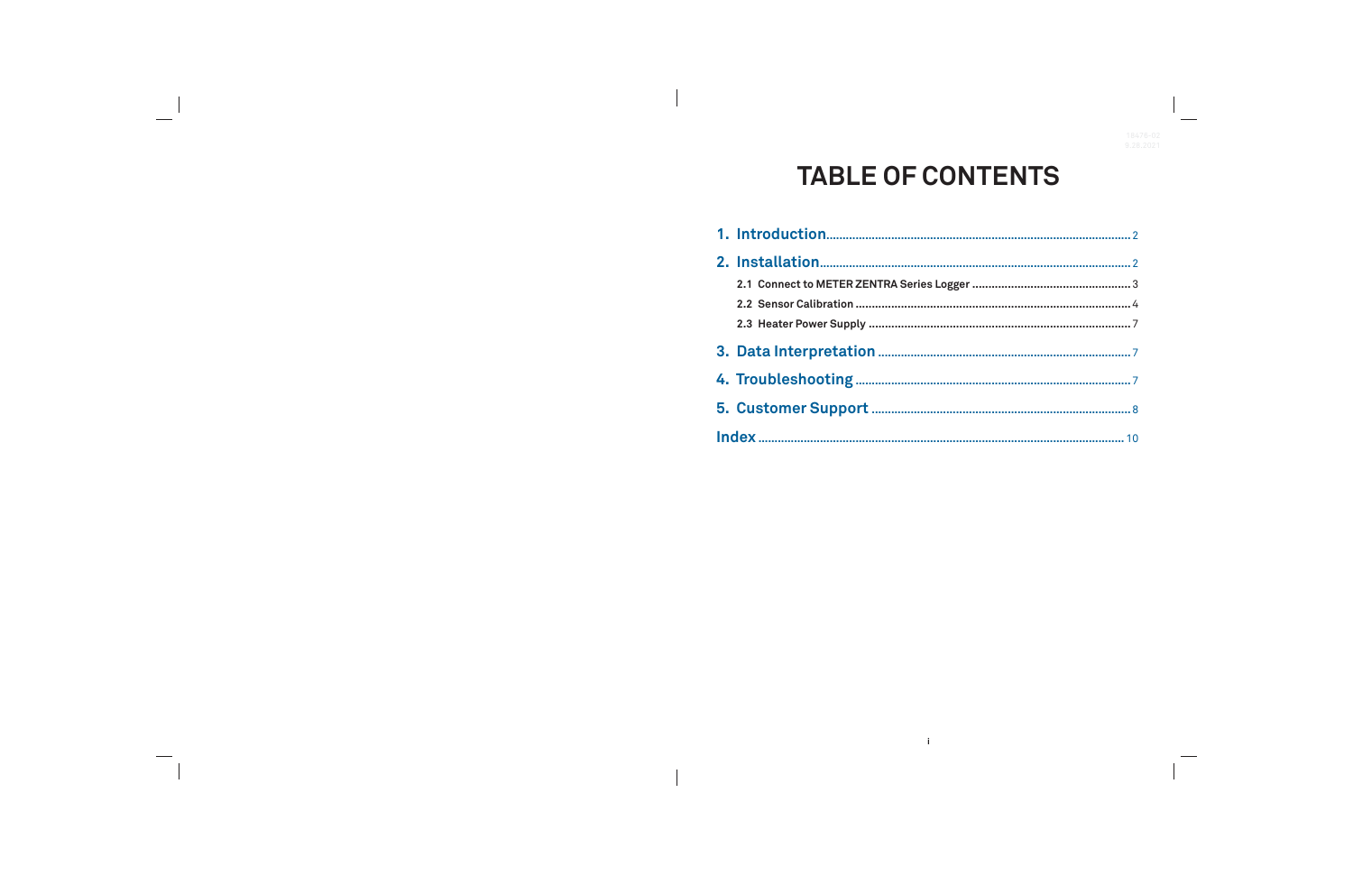# TABLE OF CONTENTS

1. Introduction.............................................................................................2
2. Installation...............................................................................................2
   - 2.1 Connect to METER ZENTRA Series Logger ....................................3
   - 2.2 Sensor Calibration .........................................................................4
   - 2.3 Heater Power Supply .....................................................................7
3. Data Interpretation .................................................................................7
4. Troubleshooting ......................................................................................7
5. Customer Support ...................................................................................8

Index ..........................................................................................................10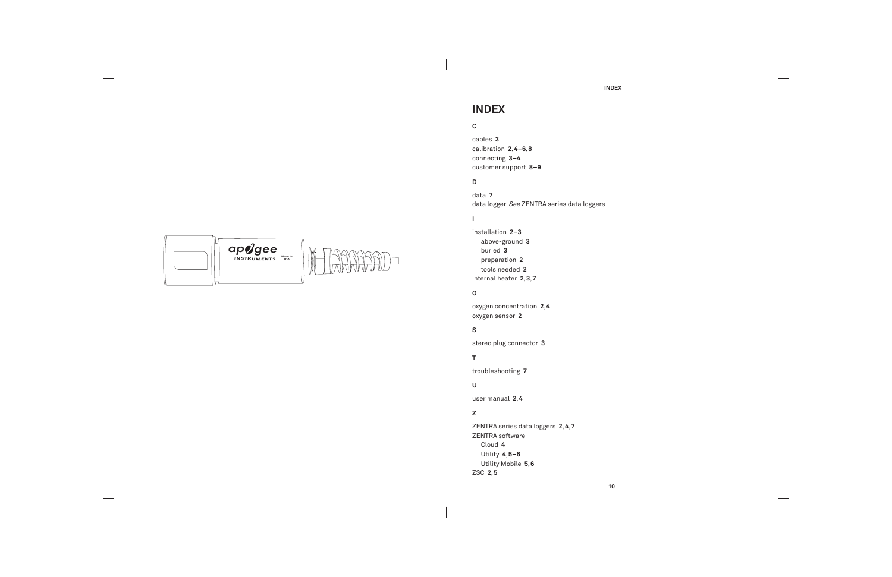# INDEX

**C**

cables **3**
calibration **2**, **4–6**, **8**
connecting **3–4**
customer support **8–9**

**D**

data **7**
data logger. *See* ZENTRA series data loggers

**I**

installation **2–3**
- above-ground **3**
- buried **3**
- preparation **2**
- tools needed **2**

internal heater **2**, **3**, **7**

**O**

oxygen concentration **2**, **4**
oxygen sensor **2**

**S**

stereo plug connector **3**

**T**

troubleshooting **7**

**U**

user manual **2**, **4**

**Z**

ZENTRA series data loggers **2**, **4**, **7**
ZENTRA software
- Cloud **4**
- Utility **4**, **5–6**
- Utility Mobile **5**, **6**

ZSC **2**, **5**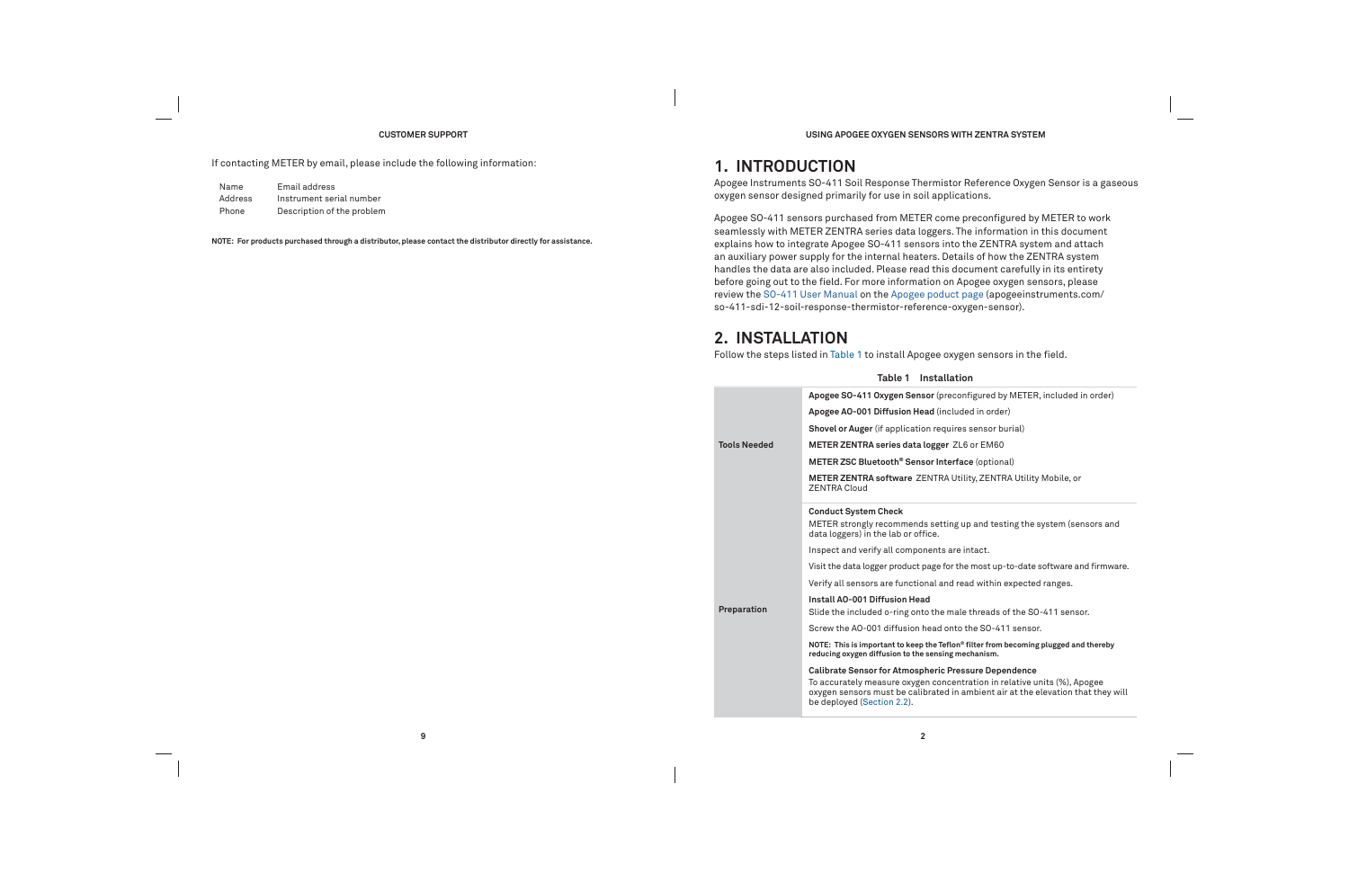If contacting METER by email, please include the following information:

| | |
|---|---|
| Name | Email address |
| Address | Instrument serial number |
| Phone | Description of the problem |

**NOTE: For products purchased through a distributor, please contact the distributor directly for assistance.**

# 1. INTRODUCTION

Apogee Instruments SO-411 Soil Response Thermistor Reference Oxygen Sensor is a gaseous oxygen sensor designed primarily for use in soil applications.

Apogee SO-411 sensors purchased from METER come preconfigured by METER to work seamlessly with METER ZENTRA series data loggers. The information in this document explains how to integrate Apogee SO-411 sensors into the ZENTRA system and attach an auxiliary power supply for the internal heaters. Details of how the ZENTRA system handles the data are also included. Please read this document carefully in its entirety before going out to the field. For more information on Apogee oxygen sensors, please review the SO-411 User Manual on the Apogee poduct page (apogeeinstruments.com/so-411-sdi-12-soil-response-thermistor-reference-oxygen-sensor).

# 2. INSTALLATION

Follow the steps listed in Table 1 to install Apogee oxygen sensors in the field.

**Table 1 Installation**

| | |
|---|---|
| **Tools Needed** | **Apogee SO-411 Oxygen Sensor** (preconfigured by METER, included in order)<br>**Apogee AO-001 Diffusion Head** (included in order)<br>**Shovel or Auger** (if application requires sensor burial)<br>**METER ZENTRA series data logger** ZL6 or EM60<br>**METER ZSC Bluetooth® Sensor Interface** (optional)<br>**METER ZENTRA software** ZENTRA Utility, ZENTRA Utility Mobile, or ZENTRA Cloud |
| **Preparation** | **Conduct System Check**<br>METER strongly recommends setting up and testing the system (sensors and data loggers) in the lab or office.<br>Inspect and verify all components are intact.<br>Visit the data logger product page for the most up-to-date software and firmware.<br>Verify all sensors are functional and read within expected ranges.<br>**Install AO-001 Diffusion Head**<br>Slide the included o-ring onto the male threads of the SO-411 sensor.<br>Screw the AO-001 diffusion head onto the SO-411 sensor.<br>**NOTE: This is important to keep the Teflon® filter from becoming plugged and thereby reducing oxygen diffusion to the sensing mechanism.**<br>**Calibrate Sensor for Atmospheric Pressure Dependence**<br>To accurately measure oxygen concentration in relative units (%), Apogee oxygen sensors must be calibrated in ambient air at the elevation that they will be deployed (Section 2.2). |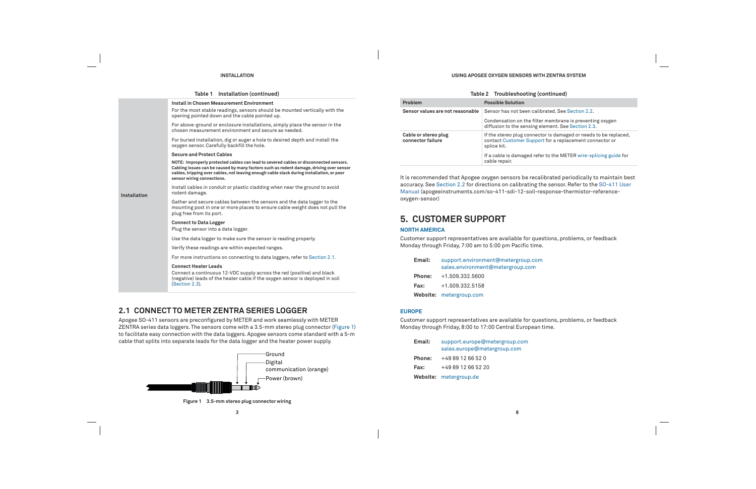Table 1 Installation (continued)

| | |
|---|---|
| Installation | **Install in Chosen Measurement Environment**<br>For the most stable readings, sensors should be mounted vertically with the opening pointed down and the cable pointed up.<br>For above-ground or enclosure installations, simply place the sensor in the chosen measurement environment and secure as needed.<br>For buried installation, dig or auger a hole to desired depth and install the oxygen sensor. Carefully backfill the hole.<br>**Secure and Protect Cables**<br>**NOTE: Improperly protected cables can lead to severed cables or disconnected sensors. Cabling issues can be caused by many factors such as rodent damage, driving over sensor cables, tripping over cables, not leaving enough cable slack during installation, or poor sensor wiring connections.**<br>Install cables in conduit or plastic cladding when near the ground to avoid rodent damage.<br>Gather and secure cables between the sensors and the data logger to the mounting post in one or more places to ensure cable weight does not pull the plug free from its port.<br>**Connect to Data Logger**<br>Plug the sensor into a data logger.<br>Use the data logger to make sure the sensor is reading properly.<br>Verify these readings are within expected ranges.<br>For more instructions on connecting to data loggers, refer to Section 2.1.<br>**Connect Heater Leads**<br>Connect a continuous 12-VDC supply across the red (positive) and black (negative) leads of the heater cable if the oxygen sensor is deployed in soil (Section 2.3). |

## 2.1 CONNECT TO METER ZENTRA SERIES LOGGER

Apogee SO-411 sensors are preconfigured by METER and work seamlessly with METER ZENTRA series data loggers. The sensors come with a 3.5-mm stereo plug connector (Figure 1) to facilitate easy connection with the data loggers. Apogee sensors come standard with a 5-m cable that splits into separate leads for the data logger and the heater power supply.

Ground
Digital communication (orange)
Power (brown)

Figure 1 3.5-mm stereo plug connector wiring

Table 2 Troubleshooting (continued)

| Problem | Possible Solution |
|---|---|
| **Sensor values are not reasonable** | Sensor has not been calibrated. See Section 2.2.<br>Condensation on the filter membrane is preventing oxygen diffusion to the sensing element. See Section 2.3. |
| **Cable or stereo plug connector failure** | If the stereo plug connector is damaged or needs to be replaced, contact Customer Support for a replacement connector or splice kit.<br>If a cable is damaged refer to the METER wire-splicing guide for cable repair. |

It is recommended that Apogee oxygen sensors be recalibrated periodically to maintain best accuracy. See Section 2.2 for directions on calibrating the sensor. Refer to the SO-411 User Manual (apogeeinstruments.com/so-411-sdi-12-soil-response-thermistor-reference-oxygen-sensor)

# 5. CUSTOMER SUPPORT

### NORTH AMERICA

Customer support representatives are available for questions, problems, or feedback Monday through Friday, 7:00 am to 5:00 pm Pacific time.

**Email:** support.environment@metergroup.com
sales.environment@metergroup.com

**Phone:** +1.509.332.5600

**Fax:** +1.509.332.5158

**Website:** metergroup.com

### EUROPE

Customer support representatives are available for questions, problems, or feedback Monday through Friday, 8:00 to 17:00 Central European time.

**Email:** support.europe@metergroup.com
sales.europe@metergroup.com

**Phone:** +49 89 12 66 52 0

**Fax:** +49 89 12 66 52 20

**Website:** metergroup.de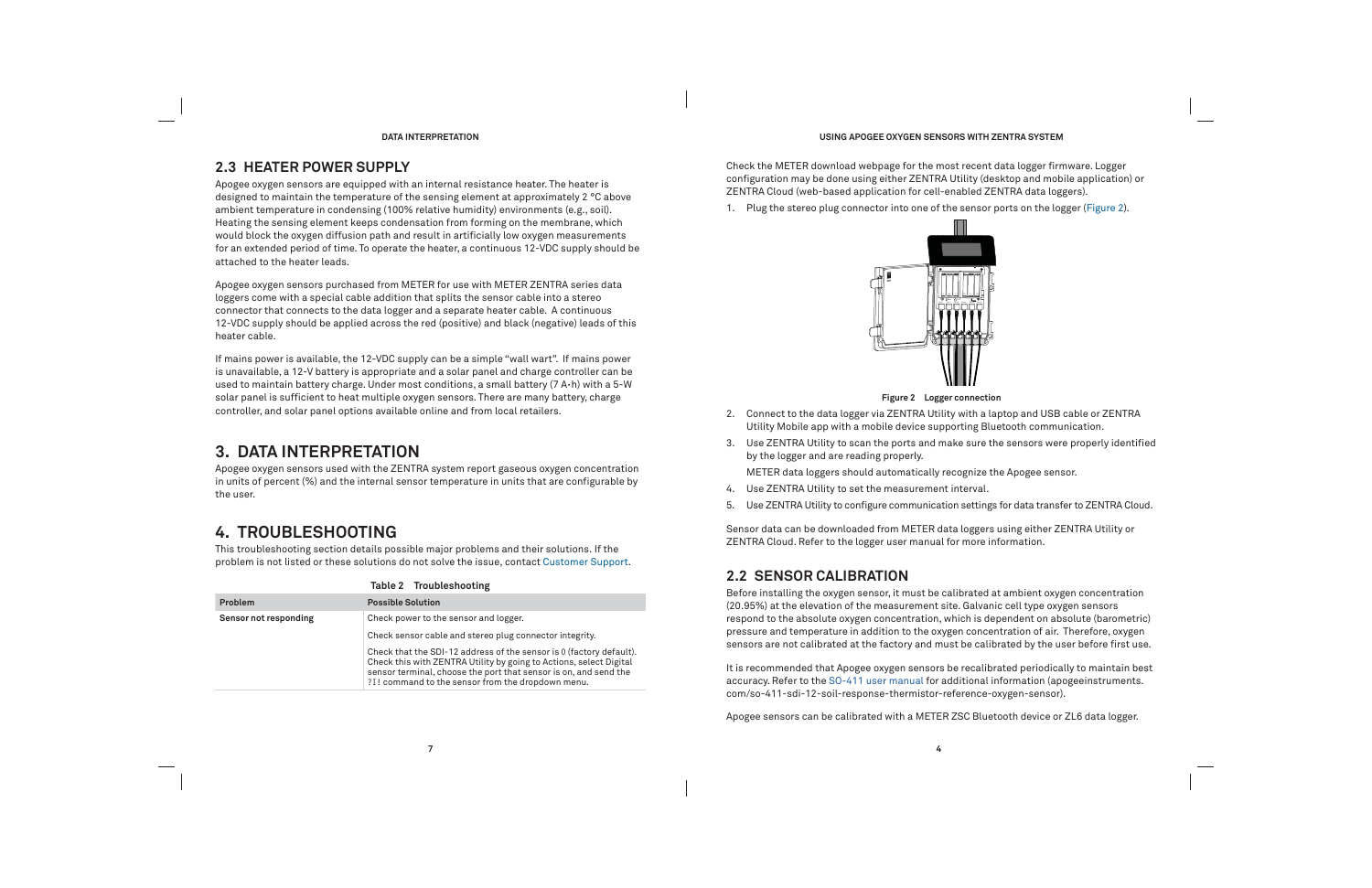## 2.3 HEATER POWER SUPPLY

Apogee oxygen sensors are equipped with an internal resistance heater. The heater is designed to maintain the temperature of the sensing element at approximately 2 °C above ambient temperature in condensing (100% relative humidity) environments (e.g., soil). Heating the sensing element keeps condensation from forming on the membrane, which would block the oxygen diffusion path and result in artificially low oxygen measurements for an extended period of time. To operate the heater, a continuous 12-VDC supply should be attached to the heater leads.

Apogee oxygen sensors purchased from METER for use with METER ZENTRA series data loggers come with a special cable addition that splits the sensor cable into a stereo connector that connects to the data logger and a separate heater cable. A continuous 12-VDC supply should be applied across the red (positive) and black (negative) leads of this heater cable.

If mains power is available, the 12-VDC supply can be a simple "wall wart". If mains power is unavailable, a 12-V battery is appropriate and a solar panel and charge controller can be used to maintain battery charge. Under most conditions, a small battery (7 A·h) with a 5-W solar panel is sufficient to heat multiple oxygen sensors. There are many battery, charge controller, and solar panel options available online and from local retailers.

# 3. DATA INTERPRETATION

Apogee oxygen sensors used with the ZENTRA system report gaseous oxygen concentration in units of percent (%) and the internal sensor temperature in units that are configurable by the user.

# 4. TROUBLESHOOTING

This troubleshooting section details possible major problems and their solutions. If the problem is not listed or these solutions do not solve the issue, contact Customer Support.

**Table 2 Troubleshooting**

| Problem | Possible Solution |
|---|---|
| **Sensor not responding** | Check power to the sensor and logger. |
| | Check sensor cable and stereo plug connector integrity. |
| | Check that the SDI-12 address of the sensor is 0 (factory default). Check this with ZENTRA Utility by going to Actions, select Digital sensor terminal, choose the port that sensor is on, and send the ?I! command to the sensor from the dropdown menu. |

Check the METER download webpage for the most recent data logger firmware. Logger configuration may be done using either ZENTRA Utility (desktop and mobile application) or ZENTRA Cloud (web-based application for cell-enabled ZENTRA data loggers).

1. Plug the stereo plug connector into one of the sensor ports on the logger (Figure 2).

**Figure 2 Logger connection**

2. Connect to the data logger via ZENTRA Utility with a laptop and USB cable or ZENTRA Utility Mobile app with a mobile device supporting Bluetooth communication.
3. Use ZENTRA Utility to scan the ports and make sure the sensors were properly identified by the logger and are reading properly.

   METER data loggers should automatically recognize the Apogee sensor.
4. Use ZENTRA Utility to set the measurement interval.
5. Use ZENTRA Utility to configure communication settings for data transfer to ZENTRA Cloud.

Sensor data can be downloaded from METER data loggers using either ZENTRA Utility or ZENTRA Cloud. Refer to the logger user manual for more information.

## 2.2 SENSOR CALIBRATION

Before installing the oxygen sensor, it must be calibrated at ambient oxygen concentration (20.95%) at the elevation of the measurement site. Galvanic cell type oxygen sensors respond to the absolute oxygen concentration, which is dependent on absolute (barometric) pressure and temperature in addition to the oxygen concentration of air. Therefore, oxygen sensors are not calibrated at the factory and must be calibrated by the user before first use.

It is recommended that Apogee oxygen sensors be recalibrated periodically to maintain best accuracy. Refer to the SO-411 user manual for additional information (apogeeinstruments.com/so-411-sdi-12-soil-response-thermistor-reference-oxygen-sensor).

Apogee sensors can be calibrated with a METER ZSC Bluetooth device or ZL6 data logger.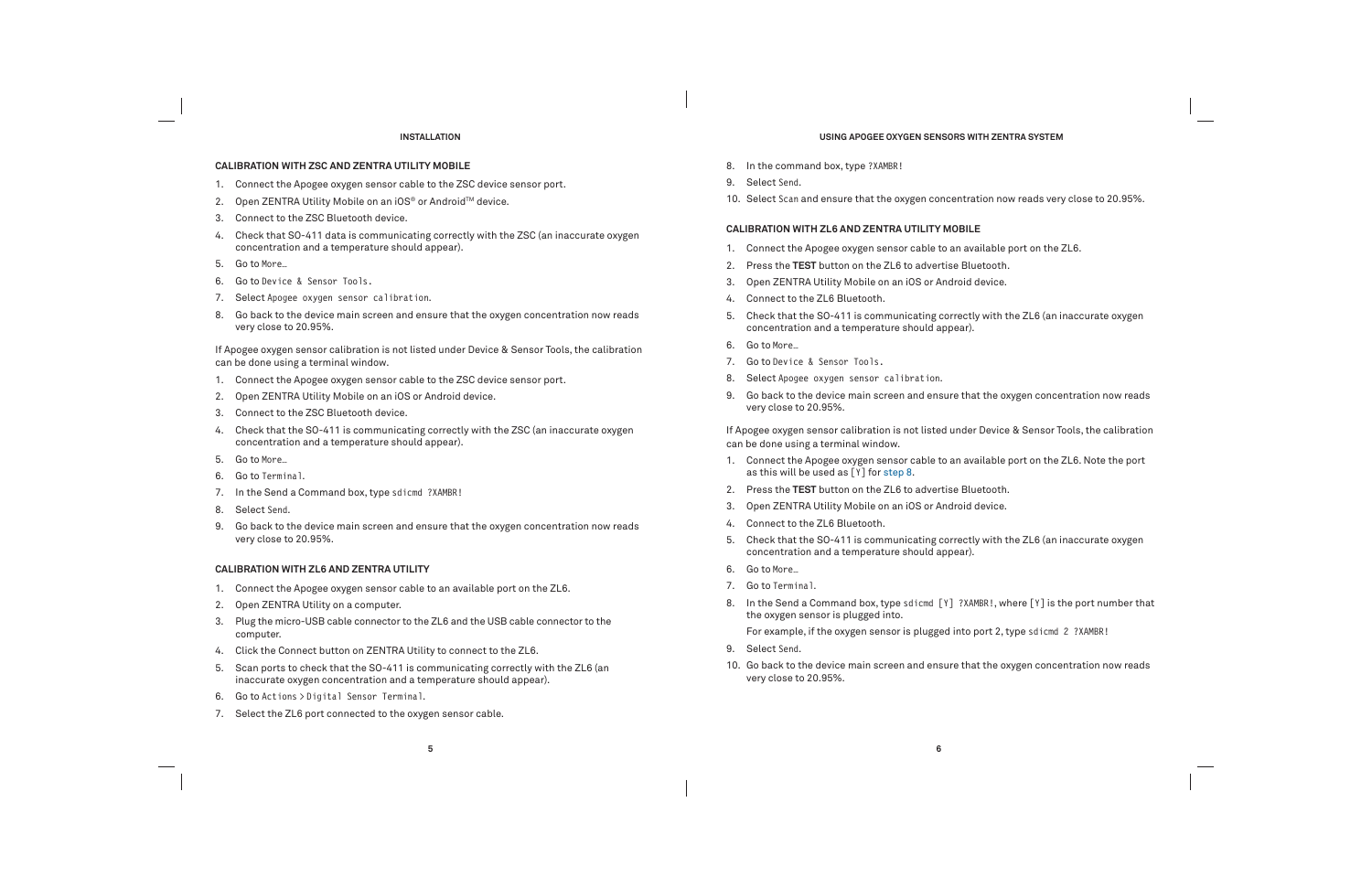### CALIBRATION WITH ZSC AND ZENTRA UTILITY MOBILE

1. Connect the Apogee oxygen sensor cable to the ZSC device sensor port.
2. Open ZENTRA Utility Mobile on an iOS® or Android™ device.
3. Connect to the ZSC Bluetooth device.
4. Check that SO-411 data is communicating correctly with the ZSC (an inaccurate oxygen concentration and a temperature should appear).
5. Go to `More…`
6. Go to `Device & Sensor Tools`.
7. Select `Apogee oxygen sensor calibration`.
8. Go back to the device main screen and ensure that the oxygen concentration now reads very close to 20.95%.

If Apogee oxygen sensor calibration is not listed under Device & Sensor Tools, the calibration can be done using a terminal window.

1. Connect the Apogee oxygen sensor cable to the ZSC device sensor port.
2. Open ZENTRA Utility Mobile on an iOS or Android device.
3. Connect to the ZSC Bluetooth device.
4. Check that the SO-411 is communicating correctly with the ZSC (an inaccurate oxygen concentration and a temperature should appear).
5. Go to `More…`
6. Go to `Terminal`.
7. In the Send a Command box, type `sdicmd ?XAMBR!`
8. Select `Send`.
9. Go back to the device main screen and ensure that the oxygen concentration now reads very close to 20.95%.

### CALIBRATION WITH ZL6 AND ZENTRA UTILITY

1. Connect the Apogee oxygen sensor cable to an available port on the ZL6.
2. Open ZENTRA Utility on a computer.
3. Plug the micro-USB cable connector to the ZL6 and the USB cable connector to the computer.
4. Click the Connect button on ZENTRA Utility to connect to the ZL6.
5. Scan ports to check that the SO-411 is communicating correctly with the ZL6 (an inaccurate oxygen concentration and a temperature should appear).
6. Go to `Actions` > `Digital Sensor Terminal`.
7. Select the ZL6 port connected to the oxygen sensor cable.
8. In the command box, type `?XAMBR!`
9. Select `Send`.
10. Select `Scan` and ensure that the oxygen concentration now reads very close to 20.95%.

### CALIBRATION WITH ZL6 AND ZENTRA UTILITY MOBILE

1. Connect the Apogee oxygen sensor cable to an available port on the ZL6.
2. Press the **TEST** button on the ZL6 to advertise Bluetooth.
3. Open ZENTRA Utility Mobile on an iOS or Android device.
4. Connect to the ZL6 Bluetooth.
5. Check that the SO-411 is communicating correctly with the ZL6 (an inaccurate oxygen concentration and a temperature should appear).
6. Go to `More…`
7. Go to `Device & Sensor Tools`.
8. Select `Apogee oxygen sensor calibration`.
9. Go back to the device main screen and ensure that the oxygen concentration now reads very close to 20.95%.

If Apogee oxygen sensor calibration is not listed under Device & Sensor Tools, the calibration can be done using a terminal window.

1. Connect the Apogee oxygen sensor cable to an available port on the ZL6. Note the port as this will be used as `[Y]` for step 8.
2. Press the **TEST** button on the ZL6 to advertise Bluetooth.
3. Open ZENTRA Utility Mobile on an iOS or Android device.
4. Connect to the ZL6 Bluetooth.
5. Check that the SO-411 is communicating correctly with the ZL6 (an inaccurate oxygen concentration and a temperature should appear).
6. Go to `More…`
7. Go to `Terminal`.
8. In the Send a Command box, type `sdicmd [Y] ?XAMBR!`, where `[Y]` is the port number that the oxygen sensor is plugged into.

   For example, if the oxygen sensor is plugged into port 2, type `sdicmd 2 ?XAMBR!`
9. Select `Send`.
10. Go back to the device main screen and ensure that the oxygen concentration now reads very close to 20.95%.